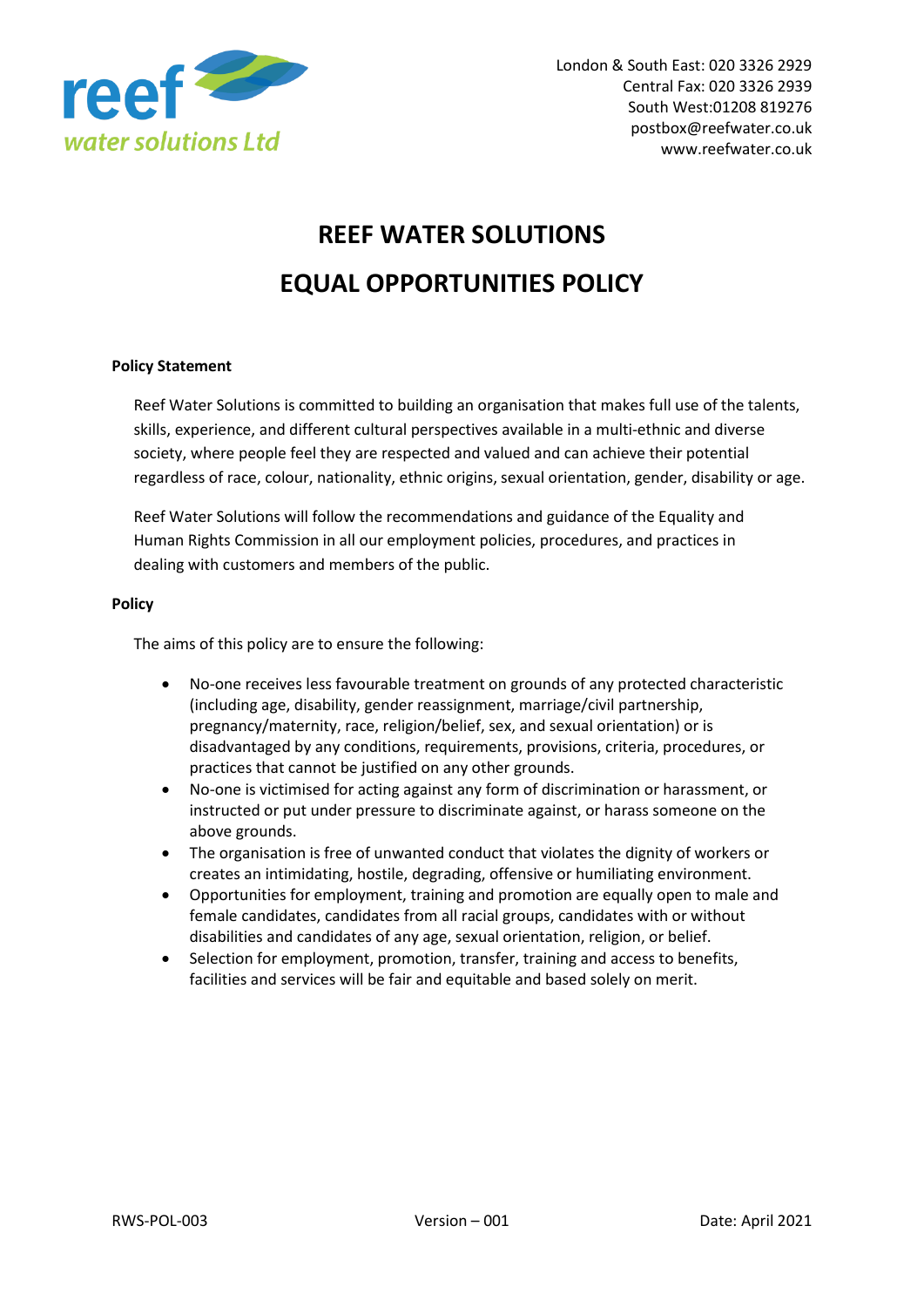London & South East: 020 3326 2929
Central Fax: 020 3326 2939
South West:01208 819276
postbox@reefwater.co.uk
www.reefwater.co.uk

# REEF WATER SOLUTIONS

# EQUAL OPPORTUNITIES POLICY

**Policy Statement**

Reef Water Solutions is committed to building an organisation that makes full use of the talents, skills, experience, and different cultural perspectives available in a multi-ethnic and diverse society, where people feel they are respected and valued and can achieve their potential regardless of race, colour, nationality, ethnic origins, sexual orientation, gender, disability or age.

Reef Water Solutions will follow the recommendations and guidance of the Equality and Human Rights Commission in all our employment policies, procedures, and practices in dealing with customers and members of the public.

**Policy**

The aims of this policy are to ensure the following:

- No-one receives less favourable treatment on grounds of any protected characteristic (including age, disability, gender reassignment, marriage/civil partnership, pregnancy/maternity, race, religion/belief, sex, and sexual orientation) or is disadvantaged by any conditions, requirements, provisions, criteria, procedures, or practices that cannot be justified on any other grounds.
- No-one is victimised for acting against any form of discrimination or harassment, or instructed or put under pressure to discriminate against, or harass someone on the above grounds.
- The organisation is free of unwanted conduct that violates the dignity of workers or creates an intimidating, hostile, degrading, offensive or humiliating environment.
- Opportunities for employment, training and promotion are equally open to male and female candidates, candidates from all racial groups, candidates with or without disabilities and candidates of any age, sexual orientation, religion, or belief.
- Selection for employment, promotion, transfer, training and access to benefits, facilities and services will be fair and equitable and based solely on merit.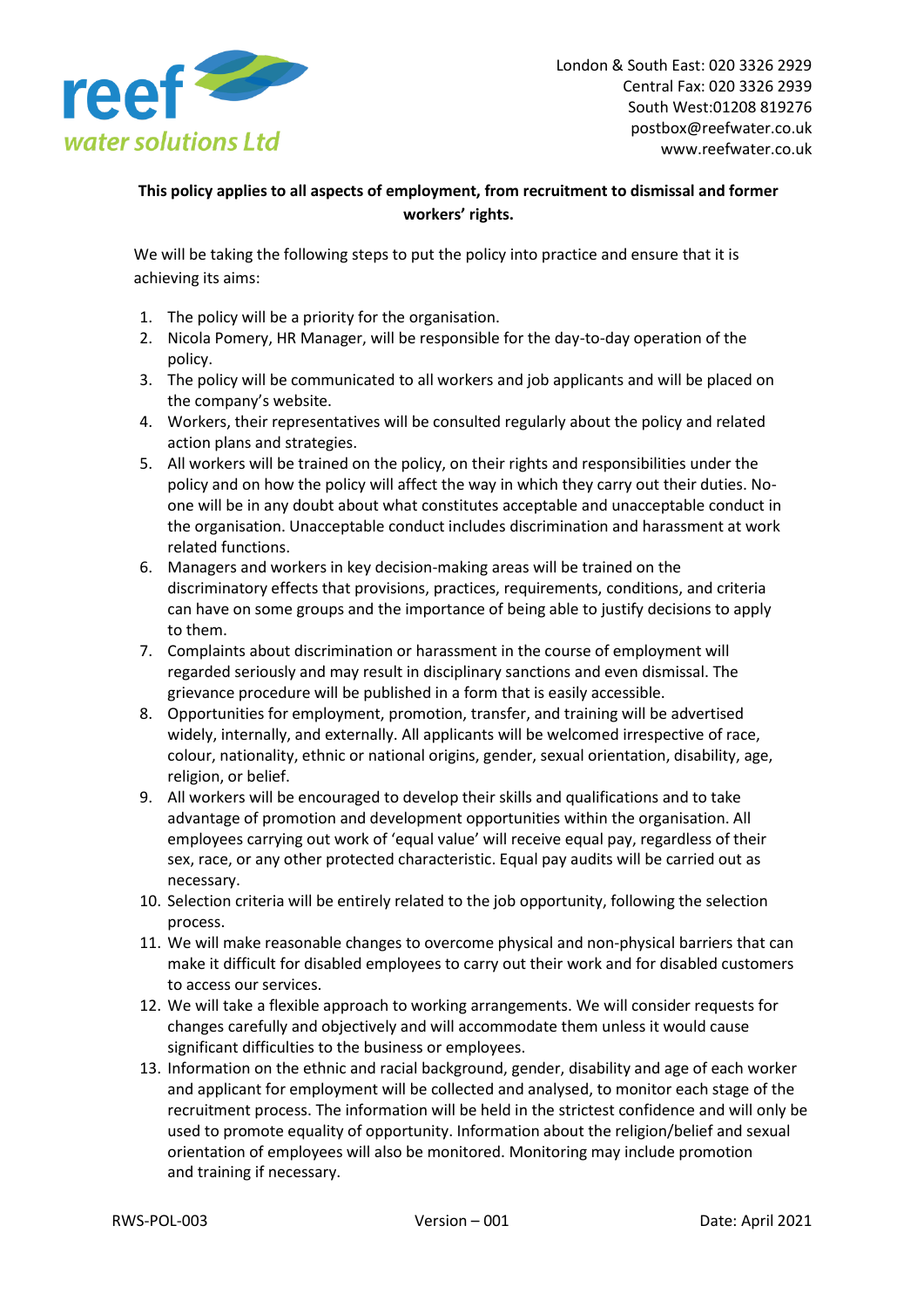**This policy applies to all aspects of employment, from recruitment to dismissal and former workers' rights.**

We will be taking the following steps to put the policy into practice and ensure that it is achieving its aims:

1. The policy will be a priority for the organisation.
2. Nicola Pomery, HR Manager, will be responsible for the day-to-day operation of the policy.
3. The policy will be communicated to all workers and job applicants and will be placed on the company's website.
4. Workers, their representatives will be consulted regularly about the policy and related action plans and strategies.
5. All workers will be trained on the policy, on their rights and responsibilities under the policy and on how the policy will affect the way in which they carry out their duties. No-one will be in any doubt about what constitutes acceptable and unacceptable conduct in the organisation. Unacceptable conduct includes discrimination and harassment at work related functions.
6. Managers and workers in key decision-making areas will be trained on the discriminatory effects that provisions, practices, requirements, conditions, and criteria can have on some groups and the importance of being able to justify decisions to apply to them.
7. Complaints about discrimination or harassment in the course of employment will regarded seriously and may result in disciplinary sanctions and even dismissal. The grievance procedure will be published in a form that is easily accessible.
8. Opportunities for employment, promotion, transfer, and training will be advertised widely, internally, and externally. All applicants will be welcomed irrespective of race, colour, nationality, ethnic or national origins, gender, sexual orientation, disability, age, religion, or belief.
9. All workers will be encouraged to develop their skills and qualifications and to take advantage of promotion and development opportunities within the organisation. All employees carrying out work of 'equal value' will receive equal pay, regardless of their sex, race, or any other protected characteristic. Equal pay audits will be carried out as necessary.
10. Selection criteria will be entirely related to the job opportunity, following the selection process.
11. We will make reasonable changes to overcome physical and non-physical barriers that can make it difficult for disabled employees to carry out their work and for disabled customers to access our services.
12. We will take a flexible approach to working arrangements. We will consider requests for changes carefully and objectively and will accommodate them unless it would cause significant difficulties to the business or employees.
13. Information on the ethnic and racial background, gender, disability and age of each worker and applicant for employment will be collected and analysed, to monitor each stage of the recruitment process. The information will be held in the strictest confidence and will only be used to promote equality of opportunity. Information about the religion/belief and sexual orientation of employees will also be monitored. Monitoring may include promotion and training if necessary.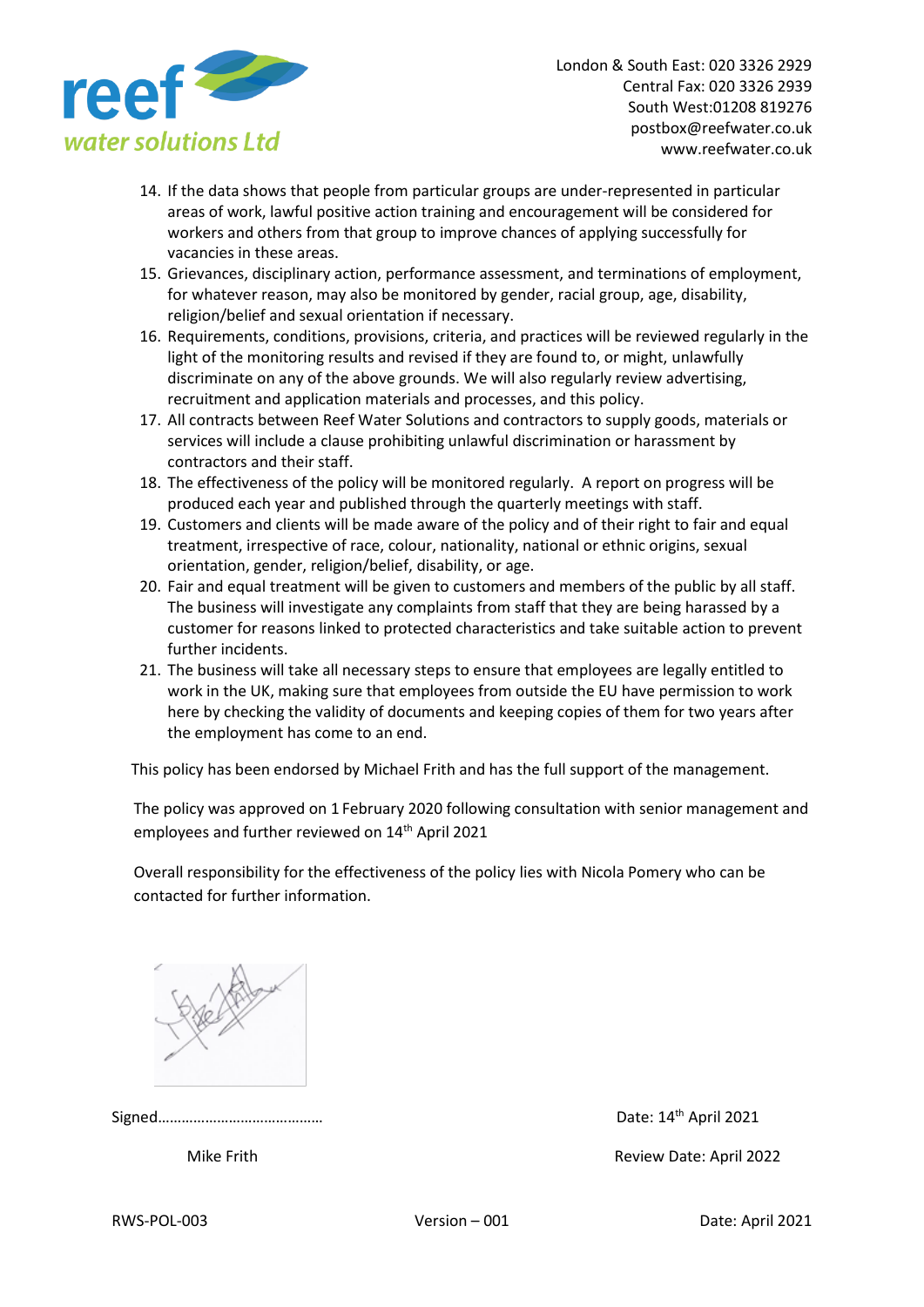14. If the data shows that people from particular groups are under-represented in particular areas of work, lawful positive action training and encouragement will be considered for workers and others from that group to improve chances of applying successfully for vacancies in these areas.
15. Grievances, disciplinary action, performance assessment, and terminations of employment, for whatever reason, may also be monitored by gender, racial group, age, disability, religion/belief and sexual orientation if necessary.
16. Requirements, conditions, provisions, criteria, and practices will be reviewed regularly in the light of the monitoring results and revised if they are found to, or might, unlawfully discriminate on any of the above grounds. We will also regularly review advertising, recruitment and application materials and processes, and this policy.
17. All contracts between Reef Water Solutions and contractors to supply goods, materials or services will include a clause prohibiting unlawful discrimination or harassment by contractors and their staff.
18. The effectiveness of the policy will be monitored regularly. A report on progress will be produced each year and published through the quarterly meetings with staff.
19. Customers and clients will be made aware of the policy and of their right to fair and equal treatment, irrespective of race, colour, nationality, national or ethnic origins, sexual orientation, gender, religion/belief, disability, or age.
20. Fair and equal treatment will be given to customers and members of the public by all staff. The business will investigate any complaints from staff that they are being harassed by a customer for reasons linked to protected characteristics and take suitable action to prevent further incidents.
21. The business will take all necessary steps to ensure that employees are legally entitled to work in the UK, making sure that employees from outside the EU have permission to work here by checking the validity of documents and keeping copies of them for two years after the employment has come to an end.

This policy has been endorsed by Michael Frith and has the full support of the management.

The policy was approved on 1 February 2020 following consultation with senior management and employees and further reviewed on 14th April 2021

Overall responsibility for the effectiveness of the policy lies with Nicola Pomery who can be contacted for further information.

Signed……………………………………

Mike Frith

Date: 14th April 2021

Review Date: April 2022

RWS-POL-003 | Version – 001 | Date: April 2021